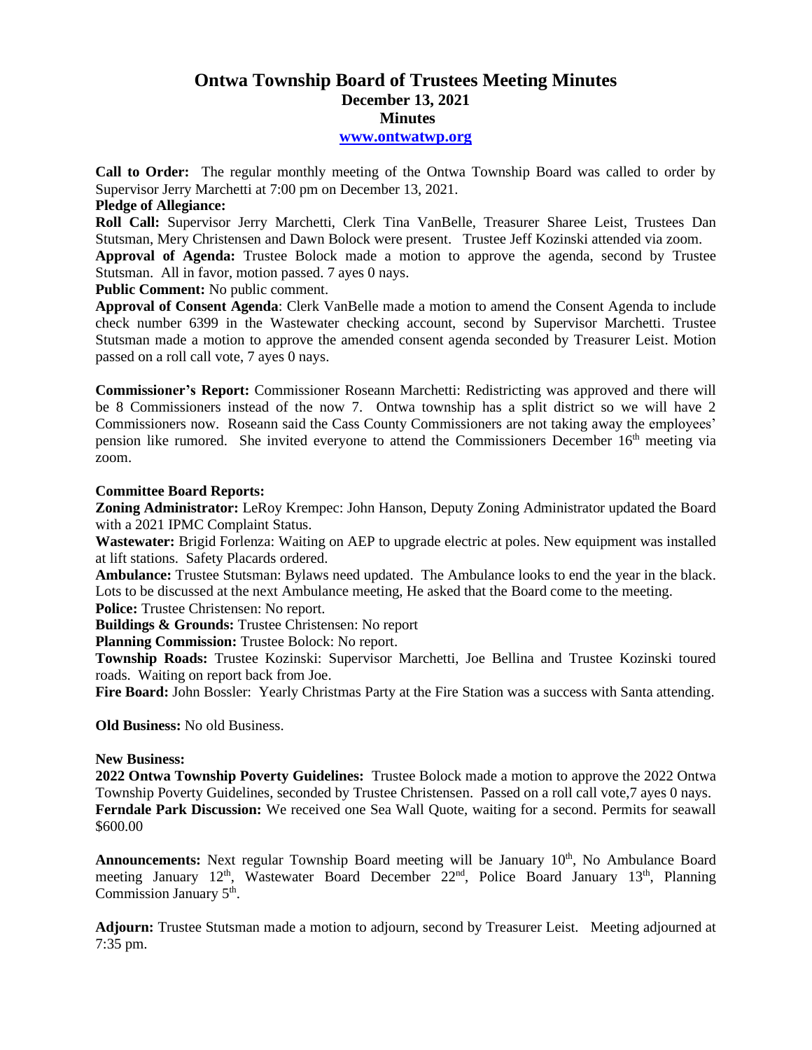# Ontwa Township Board of Trustees Meeting Minutes

## December 13, 2021

## Minutes

**www.ontwatwp.org**

**Call to Order:** The regular monthly meeting of the Ontwa Township Board was called to order by Supervisor Jerry Marchetti at 7:00 pm on December 13, 2021.

**Pledge of Allegiance:**

**Roll Call:** Supervisor Jerry Marchetti, Clerk Tina VanBelle, Treasurer Sharee Leist, Trustees Dan Stutsman, Mery Christensen and Dawn Bolock were present. Trustee Jeff Kozinski attended via zoom.

**Approval of Agenda:** Trustee Bolock made a motion to approve the agenda, second by Trustee Stutsman. All in favor, motion passed. 7 ayes 0 nays.

**Public Comment:** No public comment.

**Approval of Consent Agenda**: Clerk VanBelle made a motion to amend the Consent Agenda to include check number 6399 in the Wastewater checking account, second by Supervisor Marchetti. Trustee Stutsman made a motion to approve the amended consent agenda seconded by Treasurer Leist. Motion passed on a roll call vote, 7 ayes 0 nays.

**Commissioner's Report:** Commissioner Roseann Marchetti: Redistricting was approved and there will be 8 Commissioners instead of the now 7. Ontwa township has a split district so we will have 2 Commissioners now. Roseann said the Cass County Commissioners are not taking away the employees' pension like rumored. She invited everyone to attend the Commissioners December 16th meeting via zoom.

**Committee Board Reports:**

**Zoning Administrator:** LeRoy Krempec: John Hanson, Deputy Zoning Administrator updated the Board with a 2021 IPMC Complaint Status.

**Wastewater:** Brigid Forlenza: Waiting on AEP to upgrade electric at poles. New equipment was installed at lift stations. Safety Placards ordered.

**Ambulance:** Trustee Stutsman: Bylaws need updated. The Ambulance looks to end the year in the black. Lots to be discussed at the next Ambulance meeting, He asked that the Board come to the meeting.

**Police:** Trustee Christensen: No report.

**Buildings & Grounds:** Trustee Christensen: No report

**Planning Commission:** Trustee Bolock: No report.

**Township Roads:** Trustee Kozinski: Supervisor Marchetti, Joe Bellina and Trustee Kozinski toured roads. Waiting on report back from Joe.

**Fire Board:** John Bossler: Yearly Christmas Party at the Fire Station was a success with Santa attending.

**Old Business:** No old Business.

**New Business:**

**2022 Ontwa Township Poverty Guidelines:** Trustee Bolock made a motion to approve the 2022 Ontwa Township Poverty Guidelines, seconded by Trustee Christensen. Passed on a roll call vote,7 ayes 0 nays.

**Ferndale Park Discussion:** We received one Sea Wall Quote, waiting for a second. Permits for seawall $600.00

**Announcements:** Next regular Township Board meeting will be January 10th, No Ambulance Board meeting January 12th, Wastewater Board December 22nd, Police Board January 13th, Planning Commission January 5th.

**Adjourn:** Trustee Stutsman made a motion to adjourn, second by Treasurer Leist. Meeting adjourned at 7:35 pm.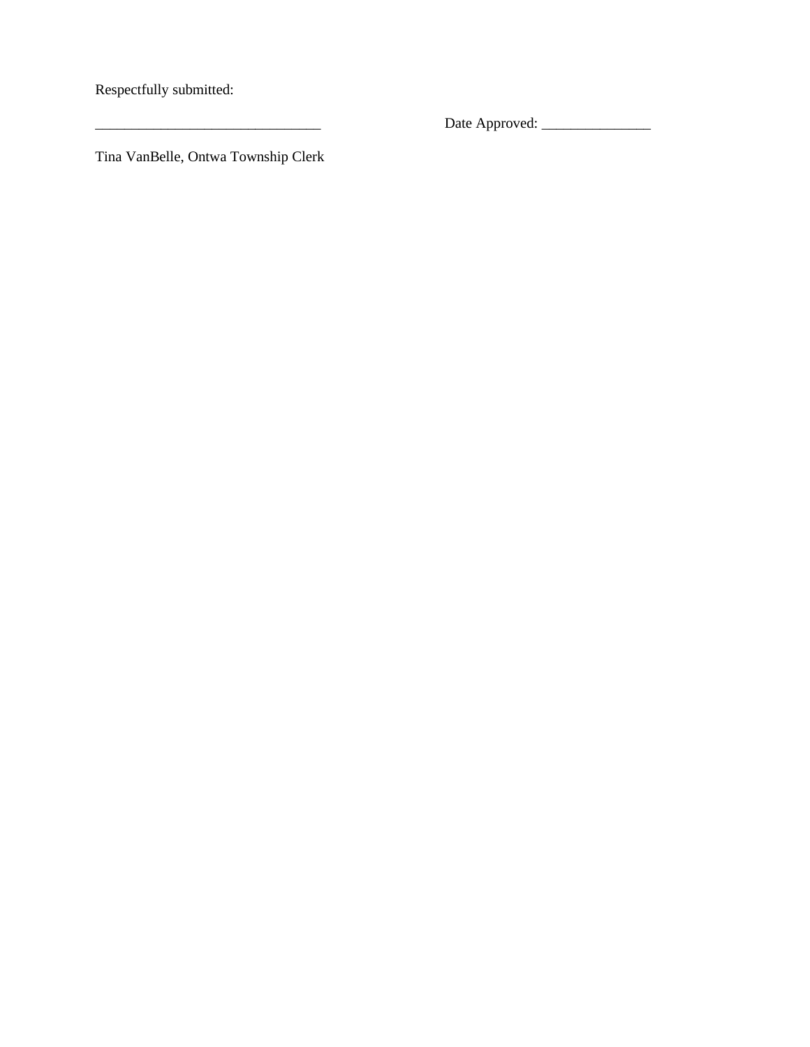Respectfully submitted:

_______________________________ Date Approved: _______________

Tina VanBelle, Ontwa Township Clerk